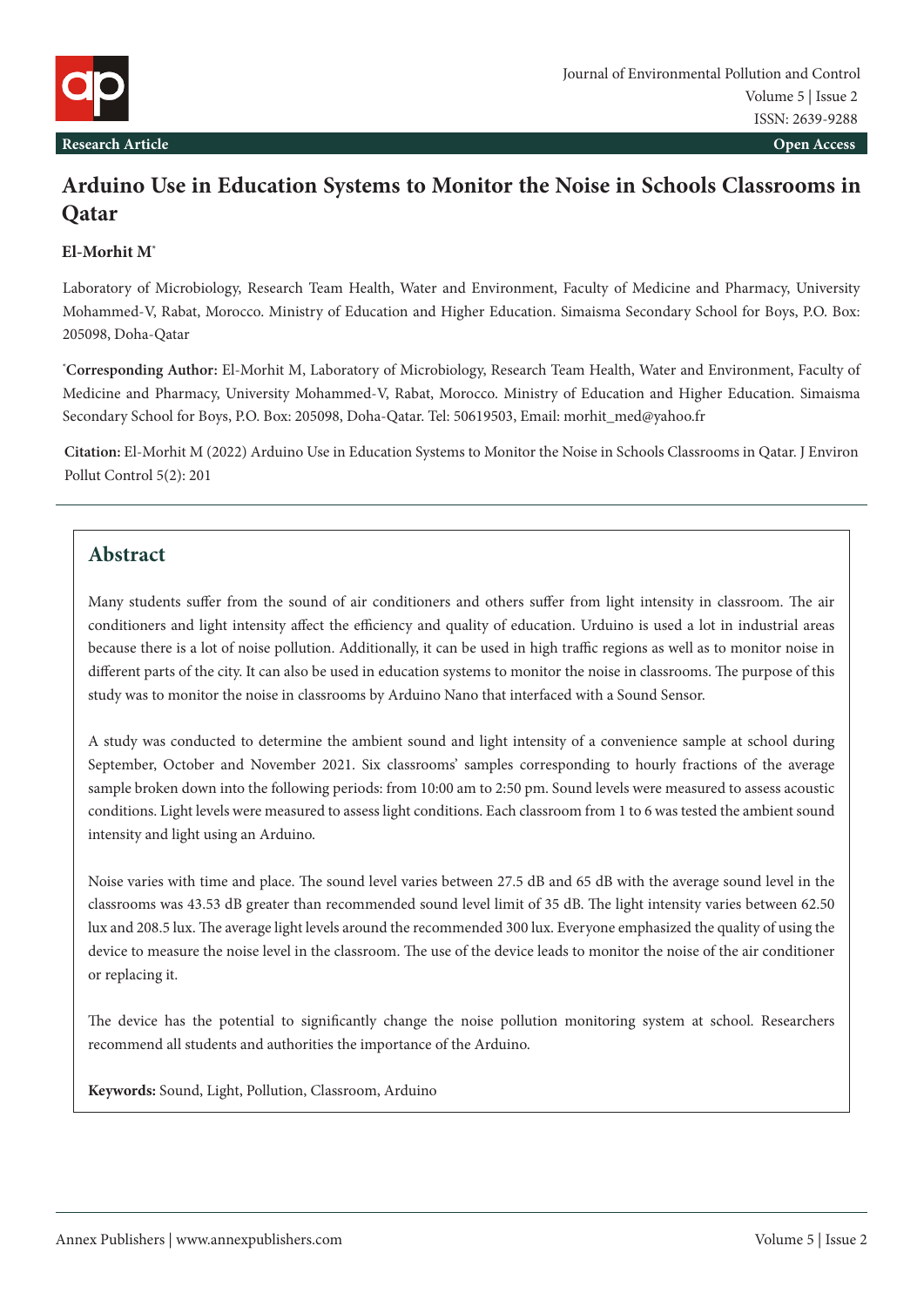Research Article

Open Access

# Arduino Use in Education Systems to Monitor the Noise in Schools Classrooms in Qatar

**El-Morhit M***

Laboratory of Microbiology, Research Team Health, Water and Environment, Faculty of Medicine and Pharmacy, University Mohammed-V, Rabat, Morocco. Ministry of Education and Higher Education. Simaisma Secondary School for Boys, P.O. Box: 205098, Doha-Qatar

***Corresponding Author:** El-Morhit M, Laboratory of Microbiology, Research Team Health, Water and Environment, Faculty of Medicine and Pharmacy, University Mohammed-V, Rabat, Morocco. Ministry of Education and Higher Education. Simaisma Secondary School for Boys, P.O. Box: 205098, Doha-Qatar. Tel: 50619503, Email: morhit_med@yahoo.fr

**Citation:** El-Morhit M (2022) Arduino Use in Education Systems to Monitor the Noise in Schools Classrooms in Qatar. J Environ Pollut Control 5(2): 201

## Abstract

Many students suffer from the sound of air conditioners and others suffer from light intensity in classroom. The air conditioners and light intensity affect the efficiency and quality of education. Urduino is used a lot in industrial areas because there is a lot of noise pollution. Additionally, it can be used in high traffic regions as well as to monitor noise in different parts of the city. It can also be used in education systems to monitor the noise in classrooms. The purpose of this study was to monitor the noise in classrooms by Arduino Nano that interfaced with a Sound Sensor.

A study was conducted to determine the ambient sound and light intensity of a convenience sample at school during September, October and November 2021. Six classrooms' samples corresponding to hourly fractions of the average sample broken down into the following periods: from 10:00 am to 2:50 pm. Sound levels were measured to assess acoustic conditions. Light levels were measured to assess light conditions. Each classroom from 1 to 6 was tested the ambient sound intensity and light using an Arduino.

Noise varies with time and place. The sound level varies between 27.5 dB and 65 dB with the average sound level in the classrooms was 43.53 dB greater than recommended sound level limit of 35 dB. The light intensity varies between 62.50 lux and 208.5 lux. The average light levels around the recommended 300 lux. Everyone emphasized the quality of using the device to measure the noise level in the classroom. The use of the device leads to monitor the noise of the air conditioner or replacing it.

The device has the potential to significantly change the noise pollution monitoring system at school. Researchers recommend all students and authorities the importance of the Arduino.

**Keywords:** Sound, Light, Pollution, Classroom, Arduino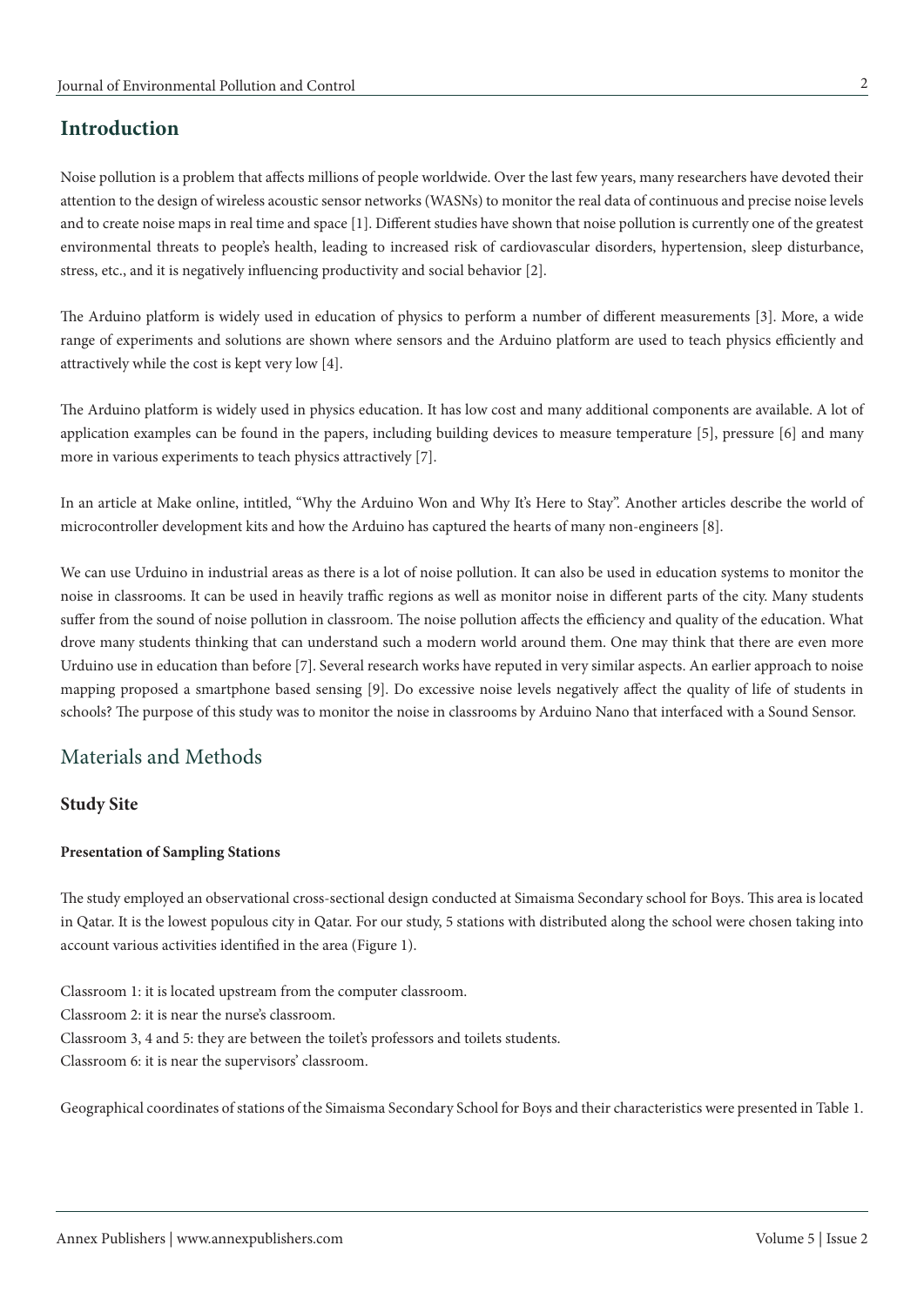## Introduction

Noise pollution is a problem that affects millions of people worldwide. Over the last few years, many researchers have devoted their attention to the design of wireless acoustic sensor networks (WASNs) to monitor the real data of continuous and precise noise levels and to create noise maps in real time and space [1]. Different studies have shown that noise pollution is currently one of the greatest environmental threats to people's health, leading to increased risk of cardiovascular disorders, hypertension, sleep disturbance, stress, etc., and it is negatively influencing productivity and social behavior [2].

The Arduino platform is widely used in education of physics to perform a number of different measurements [3]. More, a wide range of experiments and solutions are shown where sensors and the Arduino platform are used to teach physics efficiently and attractively while the cost is kept very low [4].

The Arduino platform is widely used in physics education. It has low cost and many additional components are available. A lot of application examples can be found in the papers, including building devices to measure temperature [5], pressure [6] and many more in various experiments to teach physics attractively [7].

In an article at Make online, intitled, "Why the Arduino Won and Why It's Here to Stay". Another articles describe the world of microcontroller development kits and how the Arduino has captured the hearts of many non-engineers [8].

We can use Urduino in industrial areas as there is a lot of noise pollution. It can also be used in education systems to monitor the noise in classrooms. It can be used in heavily traffic regions as well as monitor noise in different parts of the city. Many students suffer from the sound of noise pollution in classroom. The noise pollution affects the efficiency and quality of the education. What drove many students thinking that can understand such a modern world around them. One may think that there are even more Urduino use in education than before [7]. Several research works have reputed in very similar aspects. An earlier approach to noise mapping proposed a smartphone based sensing [9]. Do excessive noise levels negatively affect the quality of life of students in schools? The purpose of this study was to monitor the noise in classrooms by Arduino Nano that interfaced with a Sound Sensor.

## Materials and Methods

### Study Site

#### Presentation of Sampling Stations

The study employed an observational cross-sectional design conducted at Simaisma Secondary school for Boys. This area is located in Qatar. It is the lowest populous city in Qatar. For our study, 5 stations with distributed along the school were chosen taking into account various activities identified in the area (Figure 1).

Classroom 1: it is located upstream from the computer classroom.
Classroom 2: it is near the nurse's classroom.
Classroom 3, 4 and 5: they are between the toilet's professors and toilets students.
Classroom 6: it is near the supervisors' classroom.

Geographical coordinates of stations of the Simaisma Secondary School for Boys and their characteristics were presented in Table 1.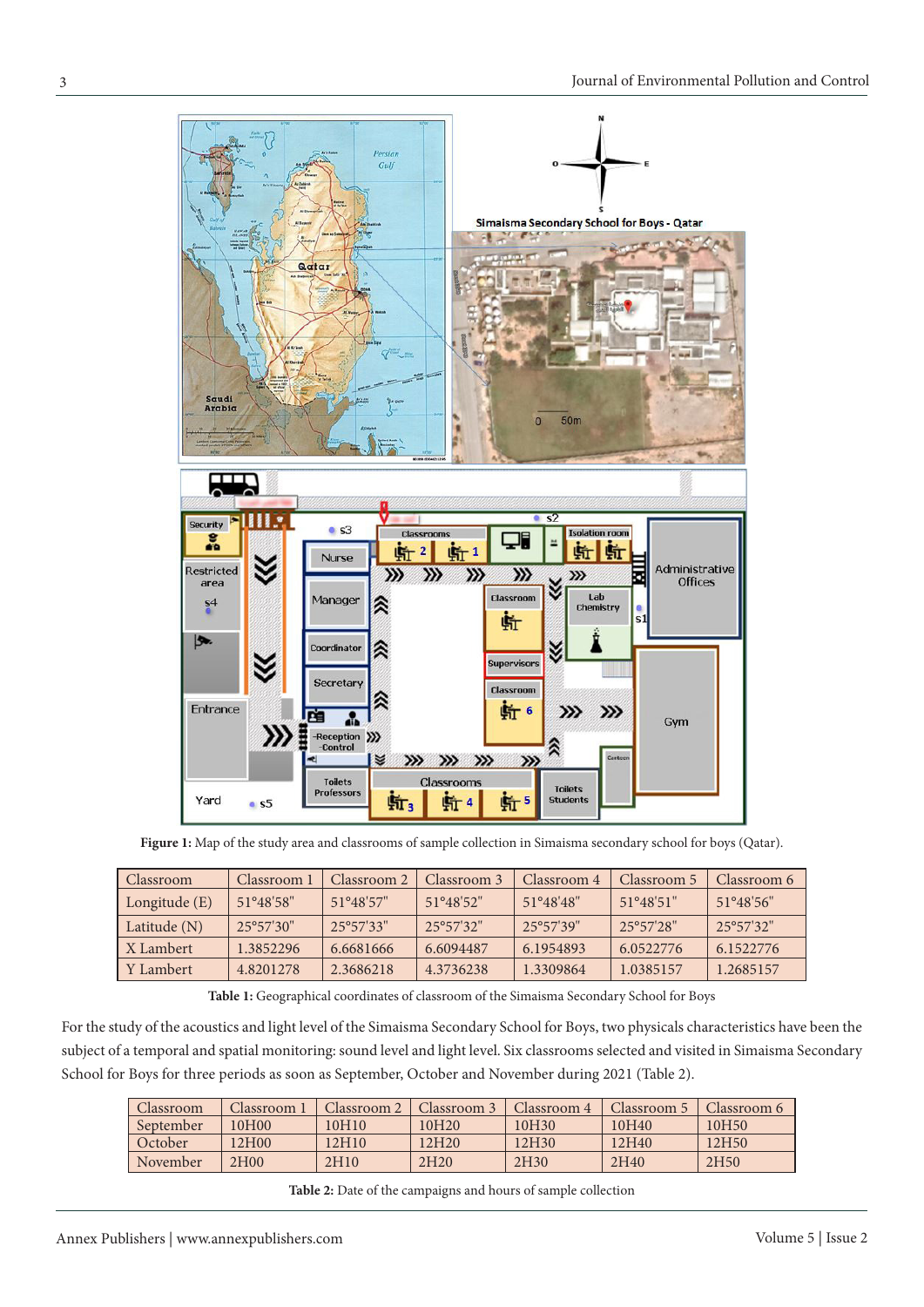**Figure 1:** Map of the study area and classrooms of sample collection in Simaisma secondary school for boys (Qatar).

| Classroom | Classroom 1 | Classroom 2 | Classroom 3 | Classroom 4 | Classroom 5 | Classroom 6 |
|---|---|---|---|---|---|---|
| Longitude (E) | 51°48'58" | 51°48'57" | 51°48'52" | 51°48'48" | 51°48'51" | 51°48'56" |
| Latitude (N) | 25°57'30" | 25°57'33" | 25°57'32" | 25°57'39" | 25°57'28" | 25°57'32" |
| X Lambert | 1.3852296 | 6.6681666 | 6.6094487 | 6.1954893 | 6.0522776 | 6.1522776 |
| Y Lambert | 4.8201278 | 2.3686218 | 4.3736238 | 1.3309864 | 1.0385157 | 1.2685157 |

**Table 1:** Geographical coordinates of classroom of the Simaisma Secondary School for Boys

For the study of the acoustics and light level of the Simaisma Secondary School for Boys, two physicals characteristics have been the subject of a temporal and spatial monitoring: sound level and light level. Six classrooms selected and visited in Simaisma Secondary School for Boys for three periods as soon as September, October and November during 2021 (Table 2).

| Classroom | Classroom 1 | Classroom 2 | Classroom 3 | Classroom 4 | Classroom 5 | Classroom 6 |
|---|---|---|---|---|---|---|
| September | 10H00 | 10H10 | 10H20 | 10H30 | 10H40 | 10H50 |
| October | 12H00 | 12H10 | 12H20 | 12H30 | 12H40 | 12H50 |
| November | 2H00 | 2H10 | 2H20 | 2H30 | 2H40 | 2H50 |

**Table 2:** Date of the campaigns and hours of sample collection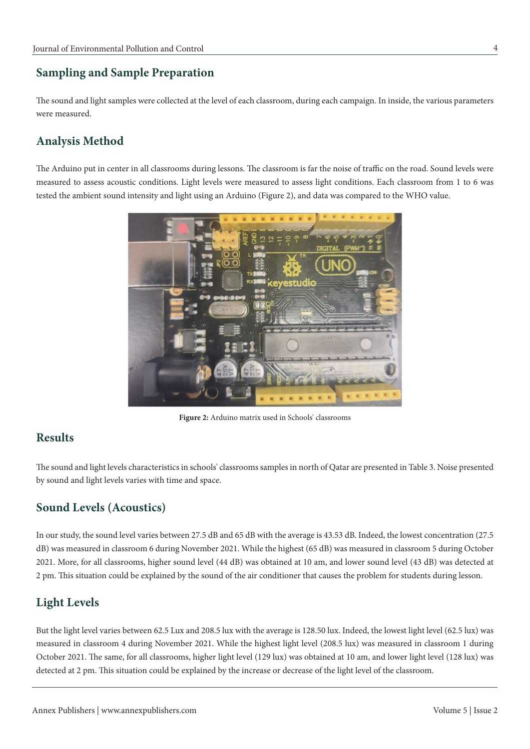## Sampling and Sample Preparation

The sound and light samples were collected at the level of each classroom, during each campaign. In inside, the various parameters were measured.

## Analysis Method

The Arduino put in center in all classrooms during lessons. The classroom is far the noise of traffic on the road. Sound levels were measured to assess acoustic conditions. Light levels were measured to assess light conditions. Each classroom from 1 to 6 was tested the ambient sound intensity and light using an Arduino (Figure 2), and data was compared to the WHO value.

**Figure 2:** Arduino matrix used in Schools' classrooms

## Results

The sound and light levels characteristics in schools' classrooms samples in north of Qatar are presented in Table 3. Noise presented by sound and light levels varies with time and space.

## Sound Levels (Acoustics)

In our study, the sound level varies between 27.5 dB and 65 dB with the average is 43.53 dB. Indeed, the lowest concentration (27.5 dB) was measured in classroom 6 during November 2021. While the highest (65 dB) was measured in classroom 5 during October 2021. More, for all classrooms, higher sound level (44 dB) was obtained at 10 am, and lower sound level (43 dB) was detected at 2 pm. This situation could be explained by the sound of the air conditioner that causes the problem for students during lesson.

## Light Levels

But the light level varies between 62.5 Lux and 208.5 lux with the average is 128.50 lux. Indeed, the lowest light level (62.5 lux) was measured in classroom 4 during November 2021. While the highest light level (208.5 lux) was measured in classroom 1 during October 2021. The same, for all classrooms, higher light level (129 lux) was obtained at 10 am, and lower light level (128 lux) was detected at 2 pm. This situation could be explained by the increase or decrease of the light level of the classroom.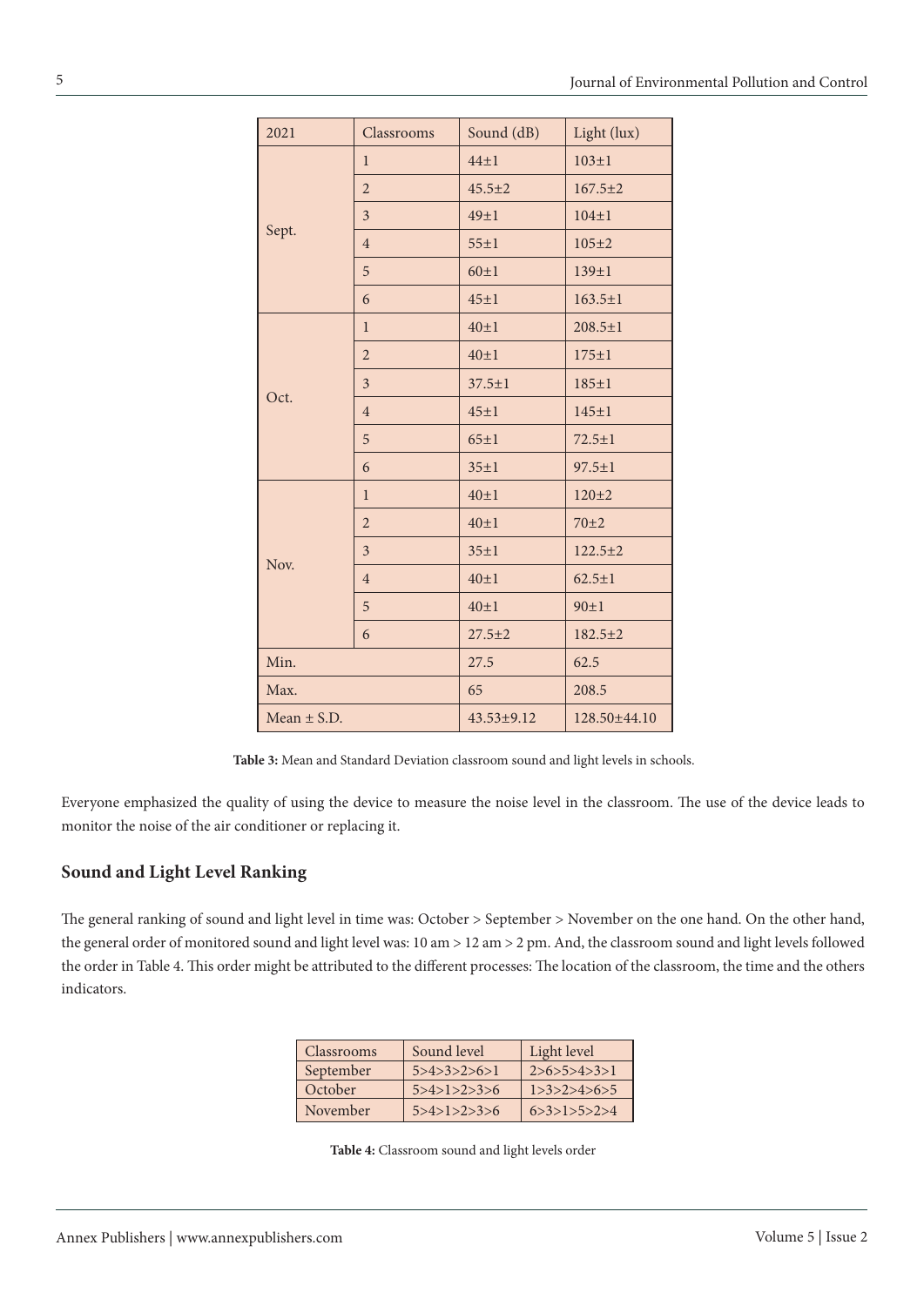| 2021 | Classrooms | Sound (dB) | Light (lux) |
|---|---|---|---|
| Sept. | 1 | 44±1 | 103±1 |
| | 2 | 45.5±2 | 167.5±2 |
| | 3 | 49±1 | 104±1 |
| | 4 | 55±1 | 105±2 |
| | 5 | 60±1 | 139±1 |
| | 6 | 45±1 | 163.5±1 |
| Oct. | 1 | 40±1 | 208.5±1 |
| | 2 | 40±1 | 175±1 |
| | 3 | 37.5±1 | 185±1 |
| | 4 | 45±1 | 145±1 |
| | 5 | 65±1 | 72.5±1 |
| | 6 | 35±1 | 97.5±1 |
| Nov. | 1 | 40±1 | 120±2 |
| | 2 | 40±1 | 70±2 |
| | 3 | 35±1 | 122.5±2 |
| | 4 | 40±1 | 62.5±1 |
| | 5 | 40±1 | 90±1 |
| | 6 | 27.5±2 | 182.5±2 |
| Min. | | 27.5 | 62.5 |
| Max. | | 65 | 208.5 |
| Mean ± S.D. | | 43.53±9.12 | 128.50±44.10 |

**Table 3:** Mean and Standard Deviation classroom sound and light levels in schools.

Everyone emphasized the quality of using the device to measure the noise level in the classroom. The use of the device leads to monitor the noise of the air conditioner or replacing it.

## Sound and Light Level Ranking

The general ranking of sound and light level in time was: October > September > November on the one hand. On the other hand, the general order of monitored sound and light level was: 10 am > 12 am > 2 pm. And, the classroom sound and light levels followed the order in Table 4. This order might be attributed to the different processes: The location of the classroom, the time and the others indicators.

| Classrooms | Sound level | Light level |
|---|---|---|
| September | 5>4>3>2>6>1 | 2>6>5>4>3>1 |
| October | 5>4>1>2>3>6 | 1>3>2>4>6>5 |
| November | 5>4>1>2>3>6 | 6>3>1>5>2>4 |

**Table 4:** Classroom sound and light levels order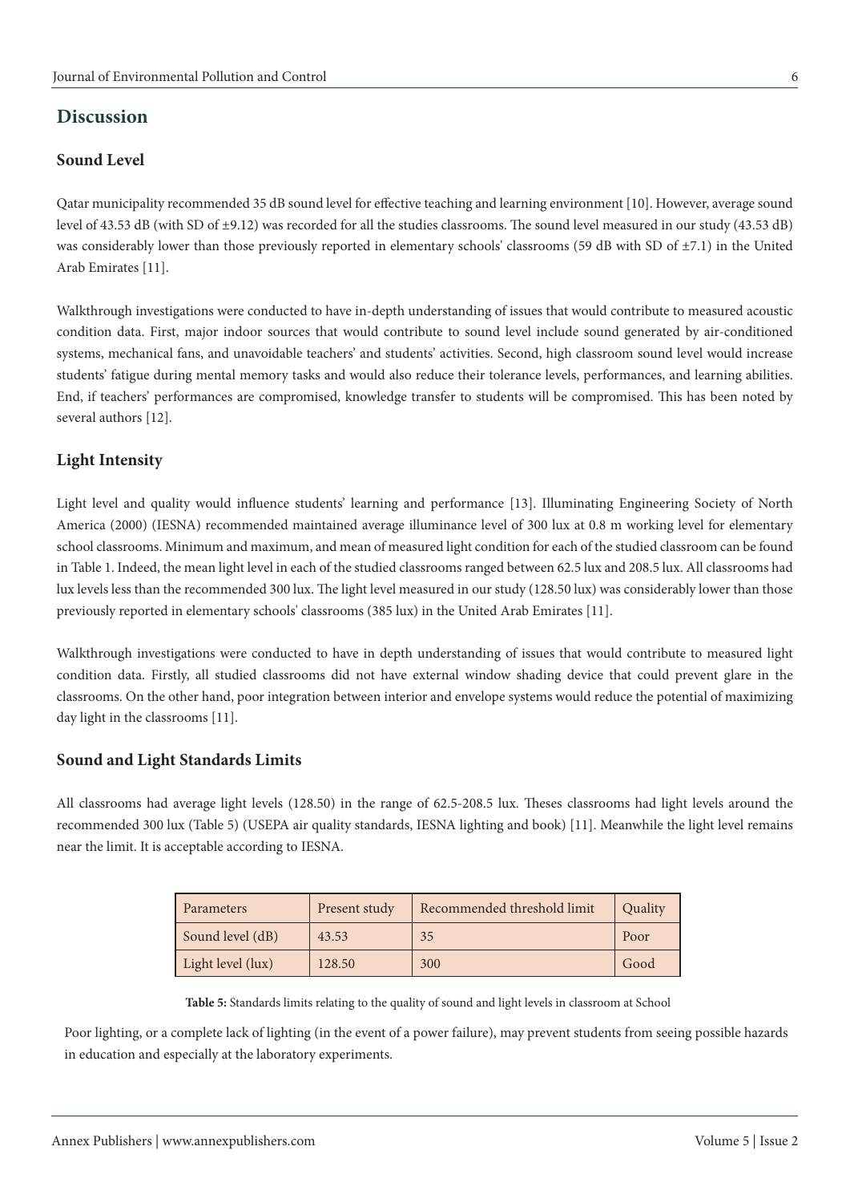## Discussion

### Sound Level

Qatar municipality recommended 35 dB sound level for effective teaching and learning environment [10]. However, average sound level of 43.53 dB (with SD of ±9.12) was recorded for all the studies classrooms. The sound level measured in our study (43.53 dB) was considerably lower than those previously reported in elementary schools' classrooms (59 dB with SD of ±7.1) in the United Arab Emirates [11].

Walkthrough investigations were conducted to have in-depth understanding of issues that would contribute to measured acoustic condition data. First, major indoor sources that would contribute to sound level include sound generated by air-conditioned systems, mechanical fans, and unavoidable teachers' and students' activities. Second, high classroom sound level would increase students' fatigue during mental memory tasks and would also reduce their tolerance levels, performances, and learning abilities. End, if teachers' performances are compromised, knowledge transfer to students will be compromised. This has been noted by several authors [12].

### Light Intensity

Light level and quality would influence students' learning and performance [13]. Illuminating Engineering Society of North America (2000) (IESNA) recommended maintained average illuminance level of 300 lux at 0.8 m working level for elementary school classrooms. Minimum and maximum, and mean of measured light condition for each of the studied classroom can be found in Table 1. Indeed, the mean light level in each of the studied classrooms ranged between 62.5 lux and 208.5 lux. All classrooms had lux levels less than the recommended 300 lux. The light level measured in our study (128.50 lux) was considerably lower than those previously reported in elementary schools' classrooms (385 lux) in the United Arab Emirates [11].

Walkthrough investigations were conducted to have in depth understanding of issues that would contribute to measured light condition data. Firstly, all studied classrooms did not have external window shading device that could prevent glare in the classrooms. On the other hand, poor integration between interior and envelope systems would reduce the potential of maximizing day light in the classrooms [11].

### Sound and Light Standards Limits

All classrooms had average light levels (128.50) in the range of 62.5-208.5 lux. Theses classrooms had light levels around the recommended 300 lux (Table 5) (USEPA air quality standards, IESNA lighting and book) [11]. Meanwhile the light level remains near the limit. It is acceptable according to IESNA.

| Parameters | Present study | Recommended threshold limit | Quality |
|---|---|---|---|
| Sound level (dB) | 43.53 | 35 | Poor |
| Light level (lux) | 128.50 | 300 | Good |

**Table 5:** Standards limits relating to the quality of sound and light levels in classroom at School

Poor lighting, or a complete lack of lighting (in the event of a power failure), may prevent students from seeing possible hazards in education and especially at the laboratory experiments.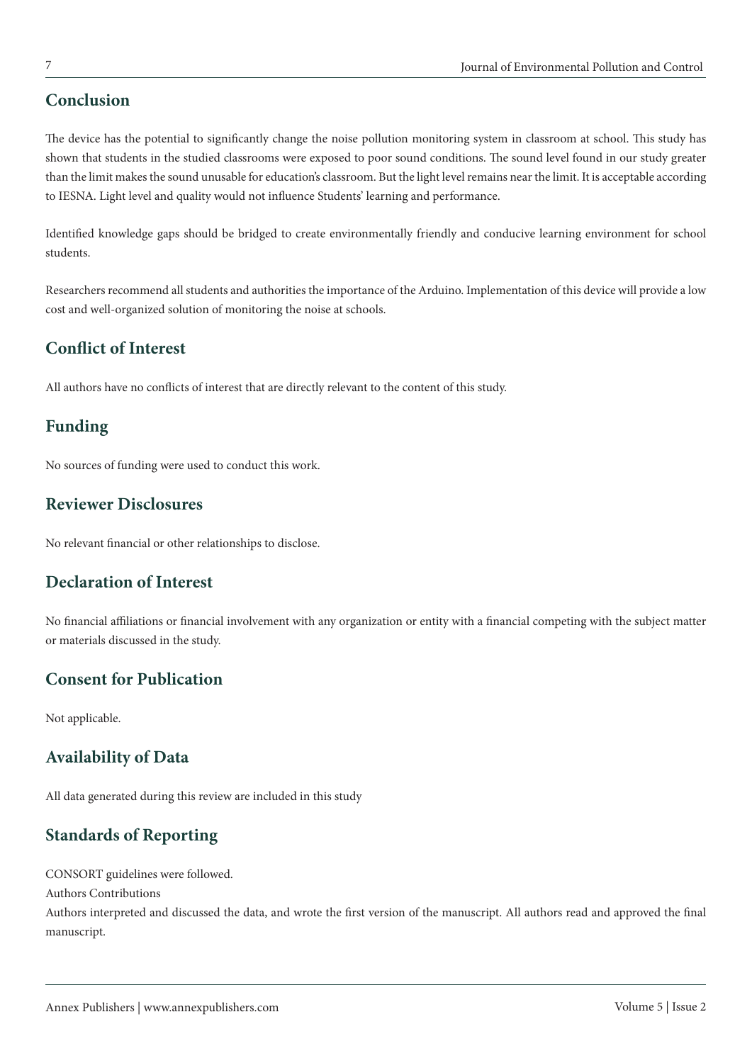## Conclusion

The device has the potential to significantly change the noise pollution monitoring system in classroom at school. This study has shown that students in the studied classrooms were exposed to poor sound conditions. The sound level found in our study greater than the limit makes the sound unusable for education's classroom. But the light level remains near the limit. It is acceptable according to IESNA. Light level and quality would not influence Students' learning and performance.

Identified knowledge gaps should be bridged to create environmentally friendly and conducive learning environment for school students.

Researchers recommend all students and authorities the importance of the Arduino. Implementation of this device will provide a low cost and well-organized solution of monitoring the noise at schools.

## Conflict of Interest

All authors have no conflicts of interest that are directly relevant to the content of this study.

## Funding

No sources of funding were used to conduct this work.

## Reviewer Disclosures

No relevant financial or other relationships to disclose.

## Declaration of Interest

No financial affiliations or financial involvement with any organization or entity with a financial competing with the subject matter or materials discussed in the study.

## Consent for Publication

Not applicable.

## Availability of Data

All data generated during this review are included in this study

## Standards of Reporting

CONSORT guidelines were followed.

Authors Contributions

Authors interpreted and discussed the data, and wrote the first version of the manuscript. All authors read and approved the final manuscript.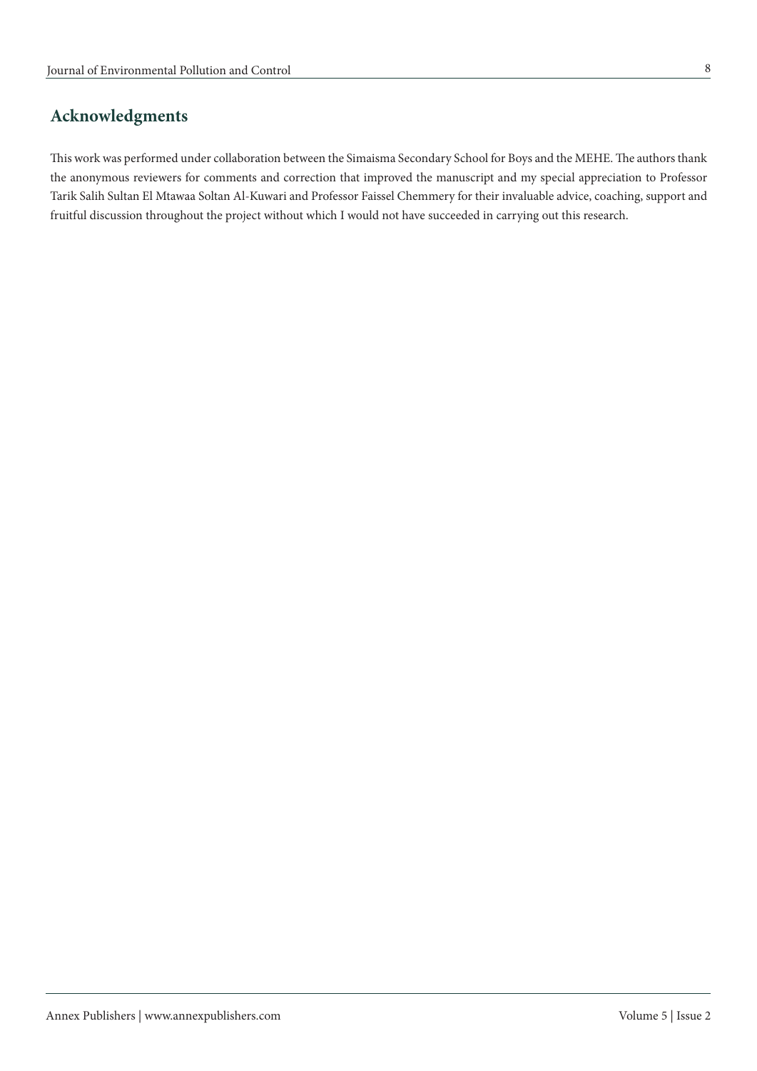## Acknowledgments

This work was performed under collaboration between the Simaisma Secondary School for Boys and the MEHE. The authors thank the anonymous reviewers for comments and correction that improved the manuscript and my special appreciation to Professor Tarik Salih Sultan El Mtawaa Soltan Al-Kuwari and Professor Faissel Chemmery for their invaluable advice, coaching, support and fruitful discussion throughout the project without which I would not have succeeded in carrying out this research.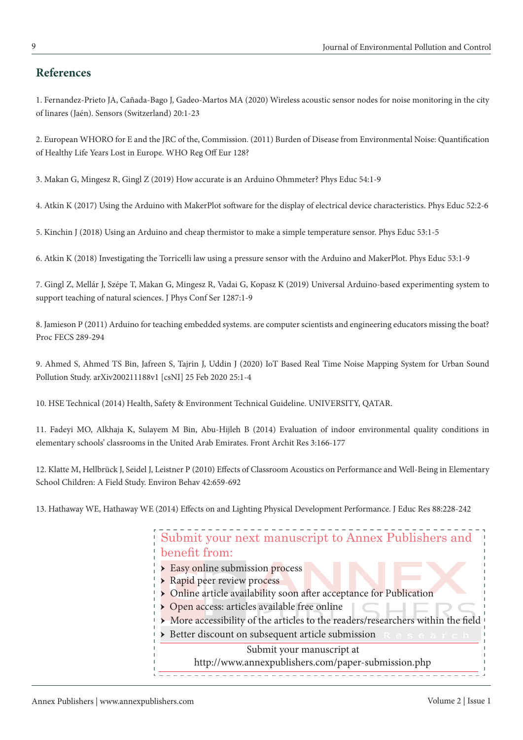## References

1. Fernandez-Prieto JA, Cañada-Bago J, Gadeo-Martos MA (2020) Wireless acoustic sensor nodes for noise monitoring in the city of linares (Jaén). Sensors (Switzerland) 20:1-23

2. European WHORO for E and the JRC of the, Commission. (2011) Burden of Disease from Environmental Noise: Quantification of Healthy Life Years Lost in Europe. WHO Reg Off Eur 128?

3. Makan G, Mingesz R, Gingl Z (2019) How accurate is an Arduino Ohmmeter? Phys Educ 54:1-9

4. Atkin K (2017) Using the Arduino with MakerPlot software for the display of electrical device characteristics. Phys Educ 52:2-6

5. Kinchin J (2018) Using an Arduino and cheap thermistor to make a simple temperature sensor. Phys Educ 53:1-5

6. Atkin K (2018) Investigating the Torricelli law using a pressure sensor with the Arduino and MakerPlot. Phys Educ 53:1-9

7. Gingl Z, Mellár J, Szépe T, Makan G, Mingesz R, Vadai G, Kopasz K (2019) Universal Arduino-based experimenting system to support teaching of natural sciences. J Phys Conf Ser 1287:1-9

8. Jamieson P (2011) Arduino for teaching embedded systems. are computer scientists and engineering educators missing the boat? Proc FECS 289-294

9. Ahmed S, Ahmed TS Bin, Jafreen S, Tajrin J, Uddin J (2020) IoT Based Real Time Noise Mapping System for Urban Sound Pollution Study. arXiv200211188v1 [csNI] 25 Feb 2020 25:1-4

10. HSE Technical (2014) Health, Safety & Environment Technical Guideline. UNIVERSITY, QATAR.

11. Fadeyi MO, Alkhaja K, Sulayem M Bin, Abu-Hijleh B (2014) Evaluation of indoor environmental quality conditions in elementary schools' classrooms in the United Arab Emirates. Front Archit Res 3:166-177

12. Klatte M, Hellbrück J, Seidel J, Leistner P (2010) Effects of Classroom Acoustics on Performance and Well-Being in Elementary School Children: A Field Study. Environ Behav 42:659-692

13. Hathaway WE, Hathaway WE (2014) Effects on and Lighting Physical Development Performance. J Educ Res 88:228-242

Submit your next manuscript to Annex Publishers and benefit from:

- Easy online submission process
- Rapid peer review process
- Online article availability soon after acceptance for Publication
- Open access: articles available free online
- More accessibility of the articles to the readers/researchers within the field
- Better discount on subsequent article submission

Submit your manuscript at
http://www.annexpublishers.com/paper-submission.php